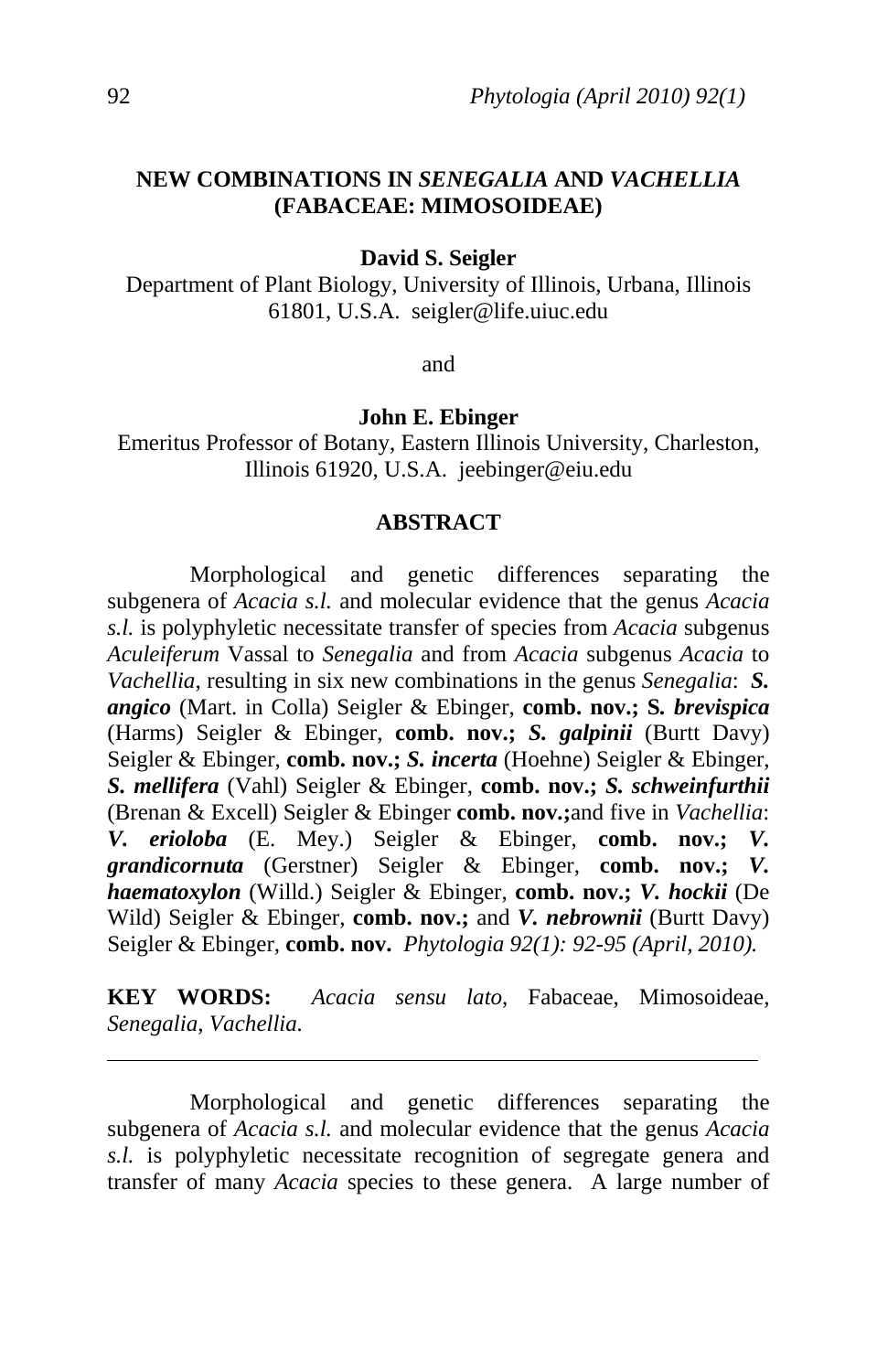# NEW COMBINATIONS IN *SENEGALIA* AND *VACHELLIA* (FABACEAE: MIMOSOIDEAE)

**David S. Seigler**
Department of Plant Biology, University of Illinois, Urbana, Illinois 61801, U.S.A. seigler@life.uiuc.edu

and

**John E. Ebinger**
Emeritus Professor of Botany, Eastern Illinois University, Charleston, Illinois 61920, U.S.A. jeebinger@eiu.edu

## ABSTRACT

Morphological and genetic differences separating the subgenera of *Acacia s.l.* and molecular evidence that the genus *Acacia s.l.* is polyphyletic necessitate transfer of species from *Acacia* subgenus *Aculeiferum* Vassal to *Senegalia* and from *Acacia* subgenus *Acacia* to *Vachellia*, resulting in six new combinations in the genus *Senegalia*: ***S. angico*** (Mart. in Colla) Seigler & Ebinger, **comb. nov.; S*. brevispica*** (Harms) Seigler & Ebinger, **comb. nov.;** ***S. galpinii*** (Burtt Davy) Seigler & Ebinger, **comb. nov.;** ***S. incerta*** (Hoehne) Seigler & Ebinger, ***S. mellifera*** (Vahl) Seigler & Ebinger, **comb. nov.;** ***S. schweinfurthii*** (Brenan & Excell) Seigler & Ebinger **comb. nov.;**and five in *Vachellia*: ***V. erioloba*** (E. Mey.) Seigler & Ebinger, **comb. nov.;** ***V. grandicornuta*** (Gerstner) Seigler & Ebinger, **comb. nov.;** ***V. haematoxylon*** (Willd.) Seigler & Ebinger, **comb. nov.;** ***V. hockii*** (De Wild) Seigler & Ebinger, **comb. nov.;** and ***V. nebrownii*** (Burtt Davy) Seigler & Ebinger, **comb. nov.** *Phytologia 92(1): 92-95 (April, 2010).*

**KEY WORDS:** *Acacia sensu lato*, Fabaceae, Mimosoideae, *Senegalia*, *Vachellia.*

---

Morphological and genetic differences separating the subgenera of *Acacia s.l.* and molecular evidence that the genus *Acacia s.l.* is polyphyletic necessitate recognition of segregate genera and transfer of many *Acacia* species to these genera. A large number of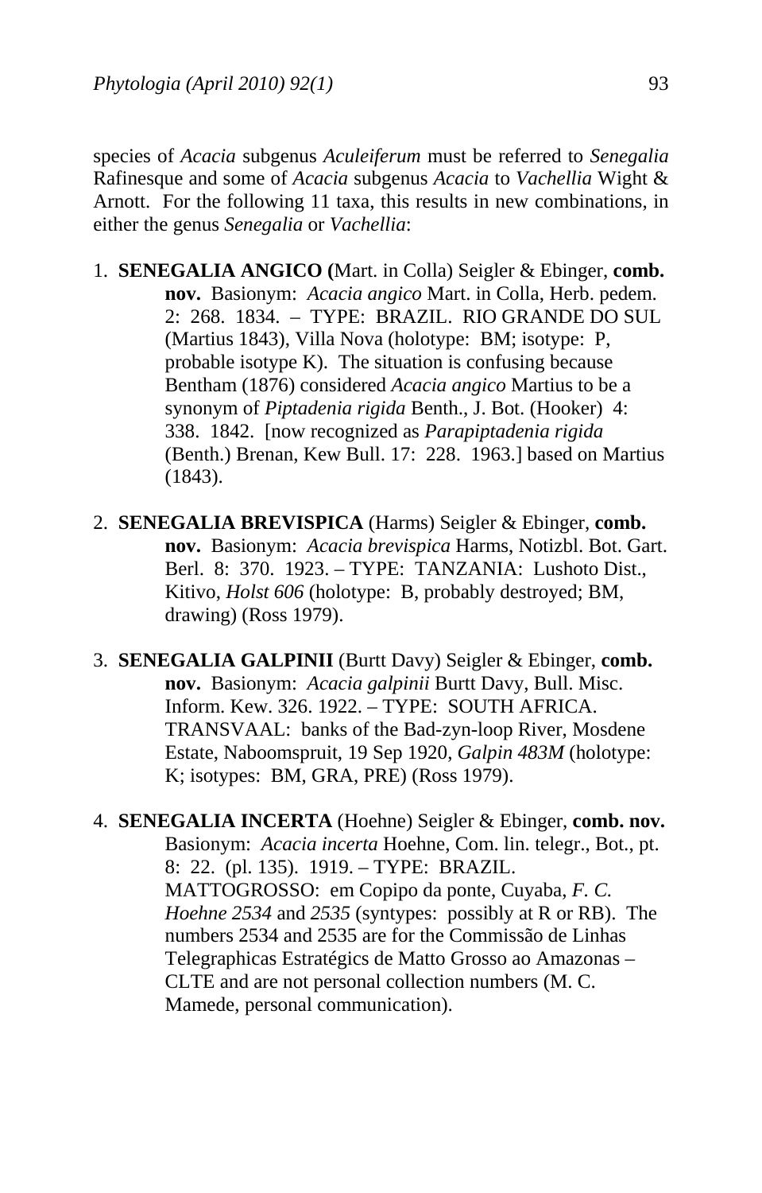species of *Acacia* subgenus *Aculeiferum* must be referred to *Senegalia* Rafinesque and some of *Acacia* subgenus *Acacia* to *Vachellia* Wight & Arnott. For the following 11 taxa, this results in new combinations, in either the genus *Senegalia* or *Vachellia*:

1. **SENEGALIA ANGICO (**Mart. in Colla) Seigler & Ebinger, **comb. nov.** Basionym: *Acacia angico* Mart. in Colla, Herb. pedem. 2: 268. 1834. – TYPE: BRAZIL. RIO GRANDE DO SUL (Martius 1843), Villa Nova (holotype: BM; isotype: P, probable isotype K). The situation is confusing because Bentham (1876) considered *Acacia angico* Martius to be a synonym of *Piptadenia rigida* Benth., J. Bot. (Hooker) 4: 338. 1842. [now recognized as *Parapiptadenia rigida* (Benth.) Brenan, Kew Bull. 17: 228. 1963.] based on Martius (1843).

2. **SENEGALIA BREVISPICA** (Harms) Seigler & Ebinger, **comb. nov.** Basionym: *Acacia brevispica* Harms, Notizbl. Bot. Gart. Berl. 8: 370. 1923. – TYPE: TANZANIA: Lushoto Dist., Kitivo, *Holst 606* (holotype: B, probably destroyed; BM, drawing) (Ross 1979).

3. **SENEGALIA GALPINII** (Burtt Davy) Seigler & Ebinger, **comb. nov.** Basionym: *Acacia galpinii* Burtt Davy, Bull. Misc. Inform. Kew. 326. 1922. – TYPE: SOUTH AFRICA. TRANSVAAL: banks of the Bad-zyn-loop River, Mosdene Estate, Naboomspruit, 19 Sep 1920, *Galpin 483M* (holotype: K; isotypes: BM, GRA, PRE) (Ross 1979).

4. **SENEGALIA INCERTA** (Hoehne) Seigler & Ebinger, **comb. nov.** Basionym: *Acacia incerta* Hoehne, Com. lin. telegr., Bot., pt. 8: 22. (pl. 135). 1919. – TYPE: BRAZIL. MATTOGROSSO: em Copipo da ponte, Cuyaba, *F. C. Hoehne 2534* and *2535* (syntypes: possibly at R or RB). The numbers 2534 and 2535 are for the Commissão de Linhas Telegraphicas Estratégics de Matto Grosso ao Amazonas – CLTE and are not personal collection numbers (M. C. Mamede, personal communication).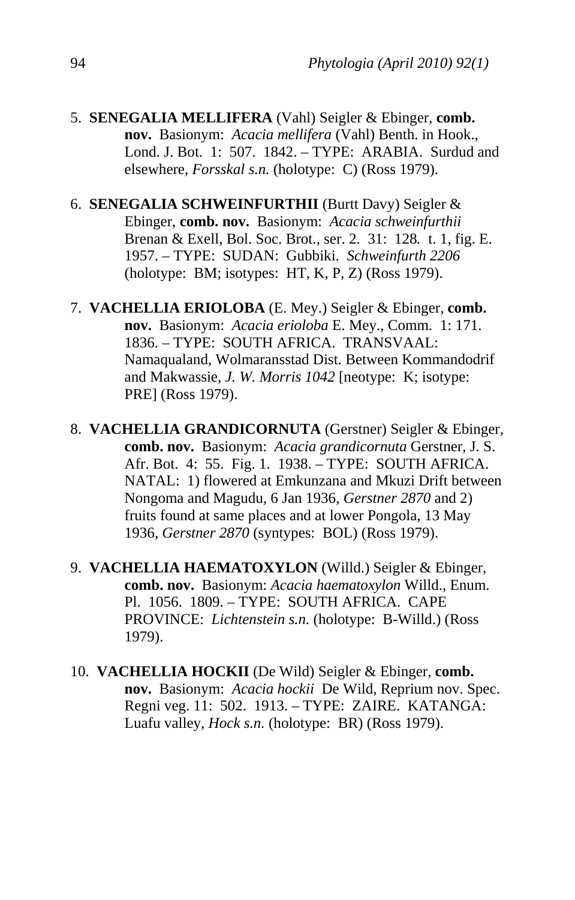5. **SENEGALIA MELLIFERA** (Vahl) Seigler & Ebinger, **comb. nov.** Basionym: *Acacia mellifera* (Vahl) Benth. in Hook., Lond. J. Bot. 1: 507. 1842. – TYPE: ARABIA. Surdud and elsewhere, *Forsskal s.n.* (holotype: C) (Ross 1979).

6. **SENEGALIA SCHWEINFURTHII** (Burtt Davy) Seigler & Ebinger, **comb. nov.** Basionym: *Acacia schweinfurthii* Brenan & Exell, Bol. Soc. Brot., ser. 2. 31: 128. t. 1, fig. E. 1957. – TYPE: SUDAN: Gubbiki. *Schweinfurth 2206* (holotype: BM; isotypes: HT, K, P, Z) (Ross 1979).

7. **VACHELLIA ERIOLOBA** (E. Mey.) Seigler & Ebinger, **comb. nov.** Basionym: *Acacia erioloba* E. Mey., Comm. 1: 171. 1836. – TYPE: SOUTH AFRICA. TRANSVAAL: Namaqualand, Wolmaransstad Dist. Between Kommandodrif and Makwassie, *J. W. Morris 1042* [neotype: K; isotype: PRE] (Ross 1979).

8. **VACHELLIA GRANDICORNUTA** (Gerstner) Seigler & Ebinger, **comb. nov.** Basionym: *Acacia grandicornuta* Gerstner, J. S. Afr. Bot. 4: 55. Fig. 1. 1938. – TYPE: SOUTH AFRICA. NATAL: 1) flowered at Emkunzana and Mkuzi Drift between Nongoma and Magudu, 6 Jan 1936, *Gerstner 2870* and 2) fruits found at same places and at lower Pongola, 13 May 1936, *Gerstner 2870* (syntypes: BOL) (Ross 1979).

9. **VACHELLIA HAEMATOXYLON** (Willd.) Seigler & Ebinger, **comb. nov.** Basionym: *Acacia haematoxylon* Willd., Enum. Pl. 1056. 1809. – TYPE: SOUTH AFRICA. CAPE PROVINCE: *Lichtenstein s.n.* (holotype: B-Willd.) (Ross 1979).

10. **VACHELLIA HOCKII** (De Wild) Seigler & Ebinger, **comb. nov.** Basionym: *Acacia hockii* De Wild, Reprium nov. Spec. Regni veg. 11: 502. 1913. – TYPE: ZAIRE. KATANGA: Luafu valley, *Hock s.n.* (holotype: BR) (Ross 1979).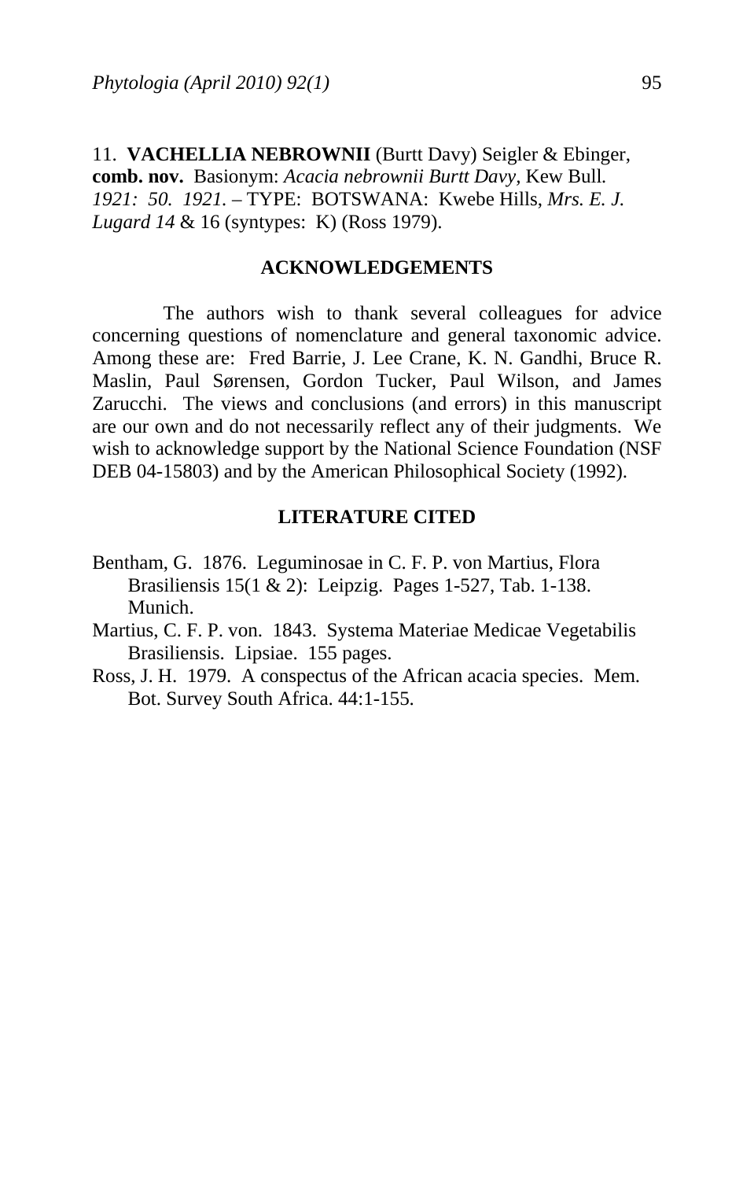11. **VACHELLIA NEBROWNII** (Burtt Davy) Seigler & Ebinger, **comb. nov.** Basionym: *Acacia nebrownii Burtt Davy*, Kew Bull. *1921: 50. 1921.* – TYPE: BOTSWANA: Kwebe Hills, *Mrs. E. J. Lugard 14* & 16 (syntypes: K) (Ross 1979).

## ACKNOWLEDGEMENTS

The authors wish to thank several colleagues for advice concerning questions of nomenclature and general taxonomic advice. Among these are: Fred Barrie, J. Lee Crane, K. N. Gandhi, Bruce R. Maslin, Paul Sørensen, Gordon Tucker, Paul Wilson, and James Zarucchi. The views and conclusions (and errors) in this manuscript are our own and do not necessarily reflect any of their judgments. We wish to acknowledge support by the National Science Foundation (NSF DEB 04-15803) and by the American Philosophical Society (1992).

## LITERATURE CITED

Bentham, G. 1876. Leguminosae in C. F. P. von Martius, Flora Brasiliensis 15(1 & 2): Leipzig. Pages 1-527, Tab. 1-138. Munich.

Martius, C. F. P. von. 1843. Systema Materiae Medicae Vegetabilis Brasiliensis. Lipsiae. 155 pages.

Ross, J. H. 1979. A conspectus of the African acacia species. Mem. Bot. Survey South Africa. 44:1-155.